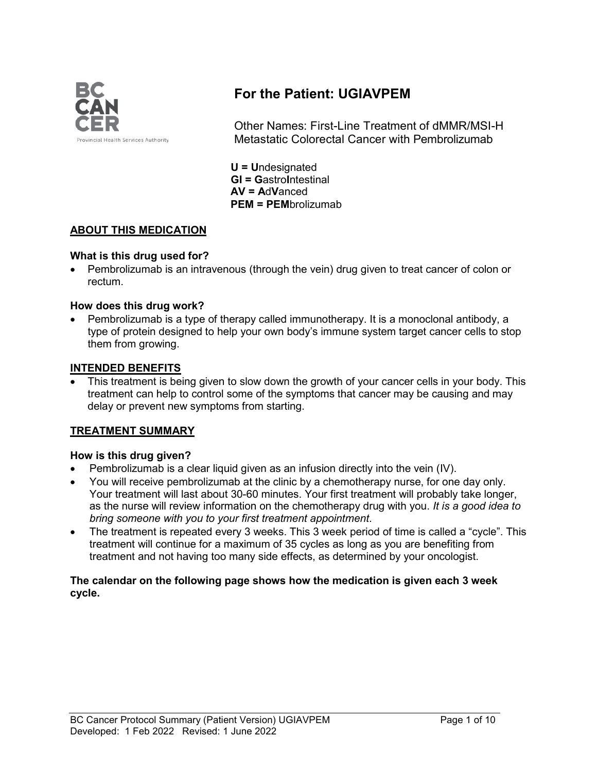# For the Patient: UGIAVPEM

Other Names: First-Line Treatment of dMMR/MSI-H Metastatic Colorectal Cancer with Pembrolizumab

**U = U**ndesignated
**GI = G**astro**I**ntestinal
**AV = A**d**V**anced
**PEM = PEM**brolizumab

## ABOUT THIS MEDICATION

### What is this drug used for?

- Pembrolizumab is an intravenous (through the vein) drug given to treat cancer of colon or rectum.

### How does this drug work?

- Pembrolizumab is a type of therapy called immunotherapy. It is a monoclonal antibody, a type of protein designed to help your own body's immune system target cancer cells to stop them from growing.

## INTENDED BENEFITS

- This treatment is being given to slow down the growth of your cancer cells in your body. This treatment can help to control some of the symptoms that cancer may be causing and may delay or prevent new symptoms from starting.

## TREATMENT SUMMARY

### How is this drug given?

- Pembrolizumab is a clear liquid given as an infusion directly into the vein (IV).
- You will receive pembrolizumab at the clinic by a chemotherapy nurse, for one day only. Your treatment will last about 30-60 minutes. Your first treatment will probably take longer, as the nurse will review information on the chemotherapy drug with you. *It is a good idea to bring someone with you to your first treatment appointment*.
- The treatment is repeated every 3 weeks. This 3 week period of time is called a "cycle". This treatment will continue for a maximum of 35 cycles as long as you are benefiting from treatment and not having too many side effects, as determined by your oncologist.

**The calendar on the following page shows how the medication is given each 3 week cycle.**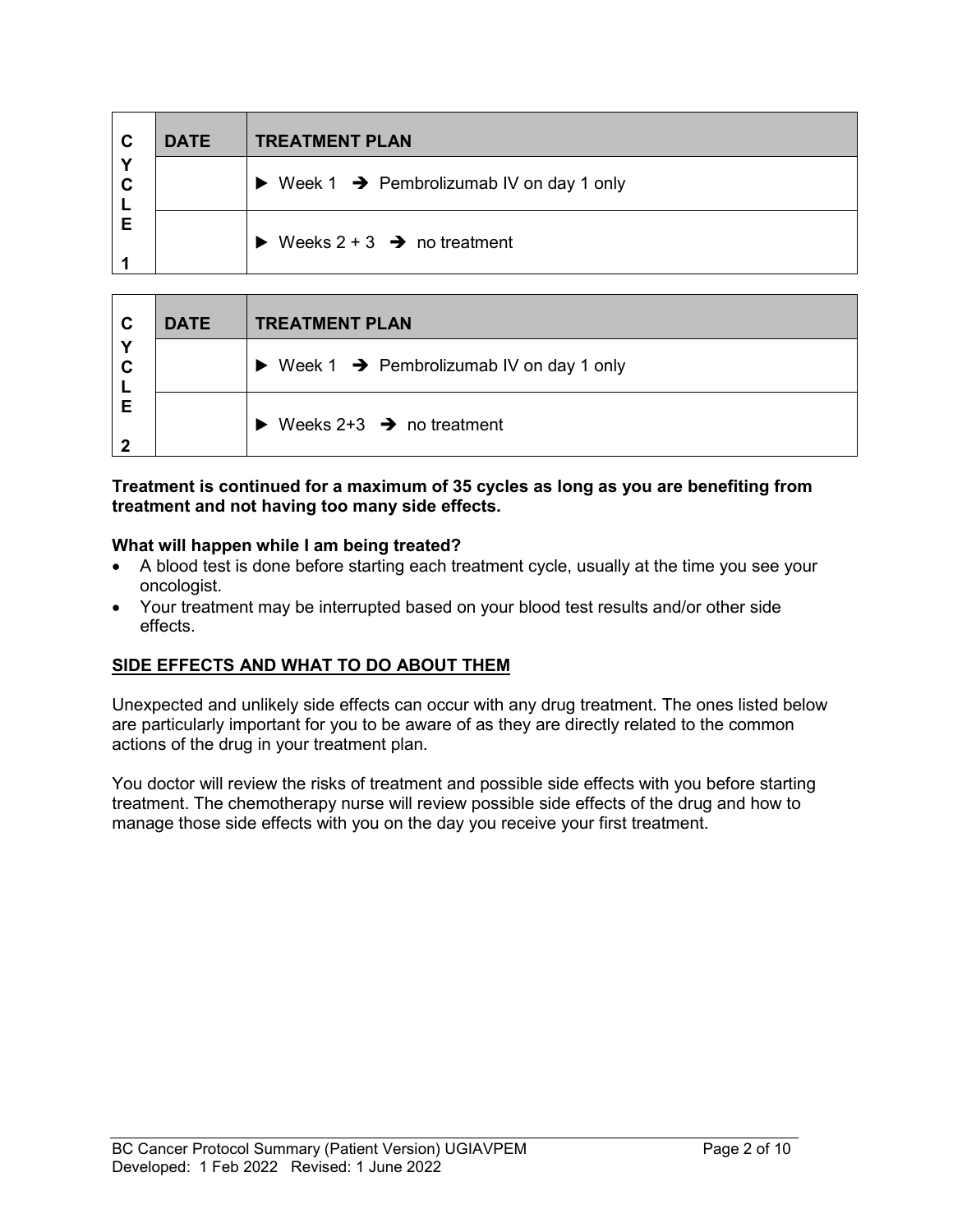| CYCLE 1 | DATE | TREATMENT PLAN |
| --- | --- | --- |
| | | ► Week 1 ➔ Pembrolizumab IV on day 1 only |
| | | ► Weeks 2 + 3 ➔ no treatment |

| CYCLE 2 | DATE | TREATMENT PLAN |
| --- | --- | --- |
| | | ► Week 1 ➔ Pembrolizumab IV on day 1 only |
| | | ► Weeks 2+3 ➔ no treatment |

**Treatment is continued for a maximum of 35 cycles as long as you are benefiting from treatment and not having too many side effects.**

**What will happen while I am being treated?**

- A blood test is done before starting each treatment cycle, usually at the time you see your oncologist.
- Your treatment may be interrupted based on your blood test results and/or other side effects.

**SIDE EFFECTS AND WHAT TO DO ABOUT THEM**

Unexpected and unlikely side effects can occur with any drug treatment. The ones listed below are particularly important for you to be aware of as they are directly related to the common actions of the drug in your treatment plan.

You doctor will review the risks of treatment and possible side effects with you before starting treatment. The chemotherapy nurse will review possible side effects of the drug and how to manage those side effects with you on the day you receive your first treatment.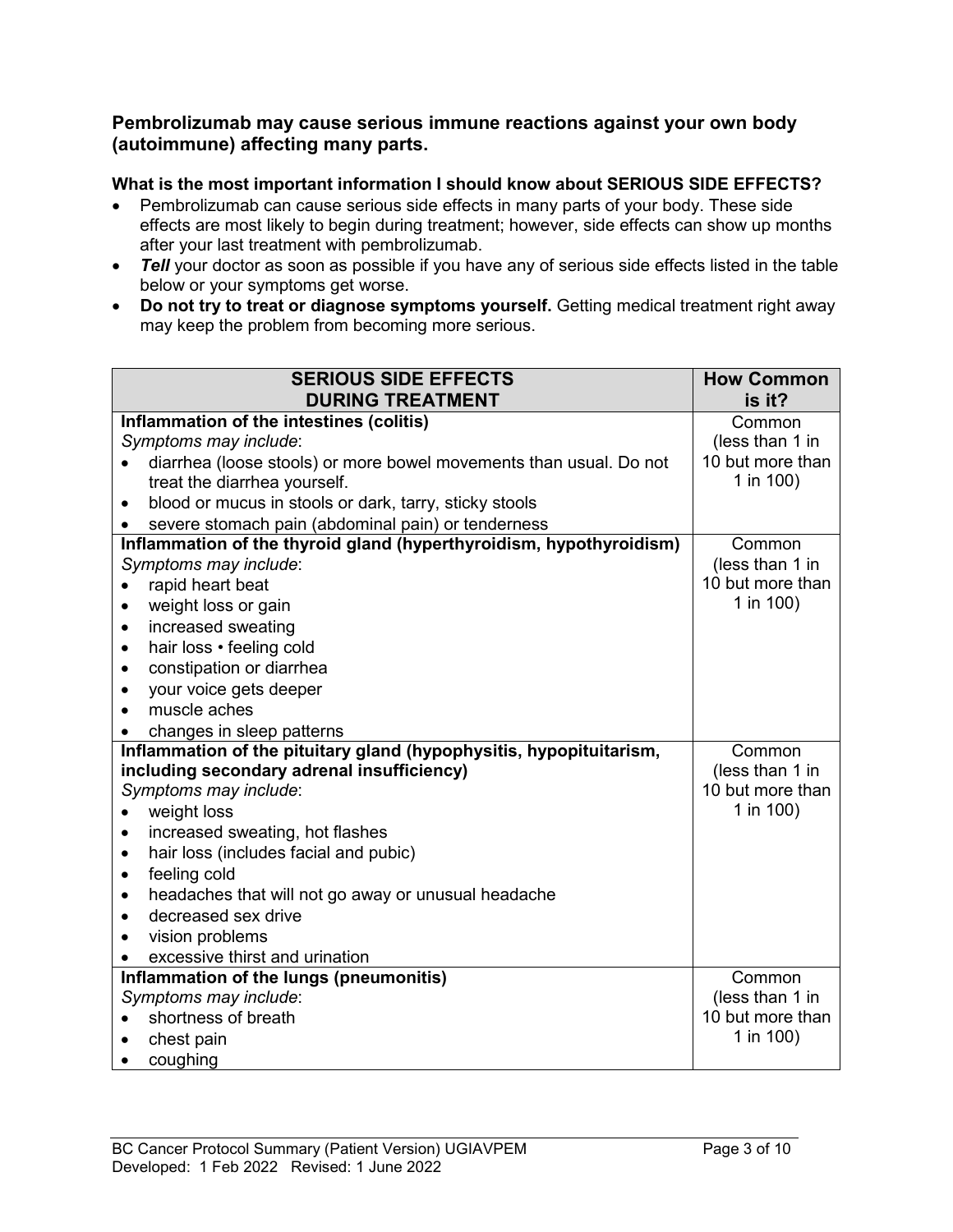### Pembrolizumab may cause serious immune reactions against your own body (autoimmune) affecting many parts.

**What is the most important information I should know about SERIOUS SIDE EFFECTS?**

- Pembrolizumab can cause serious side effects in many parts of your body. These side effects are most likely to begin during treatment; however, side effects can show up months after your last treatment with pembrolizumab.
- ***Tell*** your doctor as soon as possible if you have any of serious side effects listed in the table below or your symptoms get worse.
- **Do not try to treat or diagnose symptoms yourself.** Getting medical treatment right away may keep the problem from becoming more serious.

| SERIOUS SIDE EFFECTS DURING TREATMENT | How Common is it? |
|---|---|
| **Inflammation of the intestines (colitis)**<br>*Symptoms may include*:<br>• diarrhea (loose stools) or more bowel movements than usual. Do not treat the diarrhea yourself.<br>• blood or mucus in stools or dark, tarry, sticky stools<br>• severe stomach pain (abdominal pain) or tenderness | Common (less than 1 in 10 but more than 1 in 100) |
| **Inflammation of the thyroid gland (hyperthyroidism, hypothyroidism)**<br>*Symptoms may include*:<br>• rapid heart beat<br>• weight loss or gain<br>• increased sweating<br>• hair loss • feeling cold<br>• constipation or diarrhea<br>• your voice gets deeper<br>• muscle aches<br>• changes in sleep patterns | Common (less than 1 in 10 but more than 1 in 100) |
| **Inflammation of the pituitary gland (hypophysitis, hypopituitarism, including secondary adrenal insufficiency)**<br>*Symptoms may include*:<br>• weight loss<br>• increased sweating, hot flashes<br>• hair loss (includes facial and pubic)<br>• feeling cold<br>• headaches that will not go away or unusual headache<br>• decreased sex drive<br>• vision problems<br>• excessive thirst and urination | Common (less than 1 in 10 but more than 1 in 100) |
| **Inflammation of the lungs (pneumonitis)**<br>*Symptoms may include*:<br>• shortness of breath<br>• chest pain<br>• coughing | Common (less than 1 in 10 but more than 1 in 100) |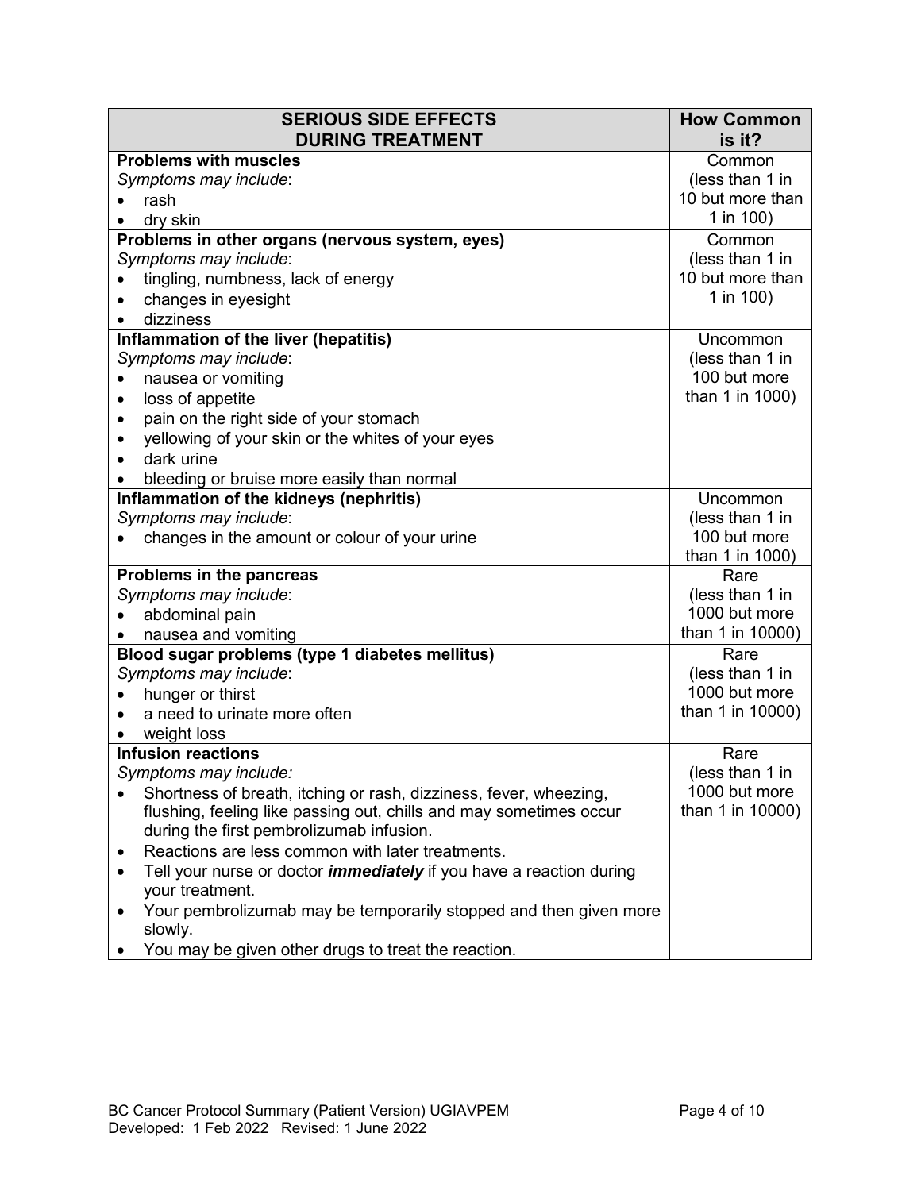| SERIOUS SIDE EFFECTS DURING TREATMENT | How Common is it? |
|---|---|
| **Problems with muscles**<br>*Symptoms may include*:<br>• rash<br>• dry skin | Common (less than 1 in 10 but more than 1 in 100) |
| **Problems in other organs (nervous system, eyes)**<br>*Symptoms may include*:<br>• tingling, numbness, lack of energy<br>• changes in eyesight<br>• dizziness | Common (less than 1 in 10 but more than 1 in 100) |
| **Inflammation of the liver (hepatitis)**<br>*Symptoms may include*:<br>• nausea or vomiting<br>• loss of appetite<br>• pain on the right side of your stomach<br>• yellowing of your skin or the whites of your eyes<br>• dark urine<br>• bleeding or bruise more easily than normal | Uncommon (less than 1 in 100 but more than 1 in 1000) |
| **Inflammation of the kidneys (nephritis)**<br>*Symptoms may include*:<br>• changes in the amount or colour of your urine | Uncommon (less than 1 in 100 but more than 1 in 1000) |
| **Problems in the pancreas**<br>*Symptoms may include*:<br>• abdominal pain<br>• nausea and vomiting | Rare (less than 1 in 1000 but more than 1 in 10000) |
| **Blood sugar problems (type 1 diabetes mellitus)**<br>*Symptoms may include*:<br>• hunger or thirst<br>• a need to urinate more often<br>• weight loss | Rare (less than 1 in 1000 but more than 1 in 10000) |
| **Infusion reactions**<br>*Symptoms may include:*<br>• Shortness of breath, itching or rash, dizziness, fever, wheezing, flushing, feeling like passing out, chills and may sometimes occur during the first pembrolizumab infusion.<br>• Reactions are less common with later treatments.<br>• Tell your nurse or doctor ***immediately*** if you have a reaction during your treatment.<br>• Your pembrolizumab may be temporarily stopped and then given more slowly.<br>• You may be given other drugs to treat the reaction. | Rare (less than 1 in 1000 but more than 1 in 10000) |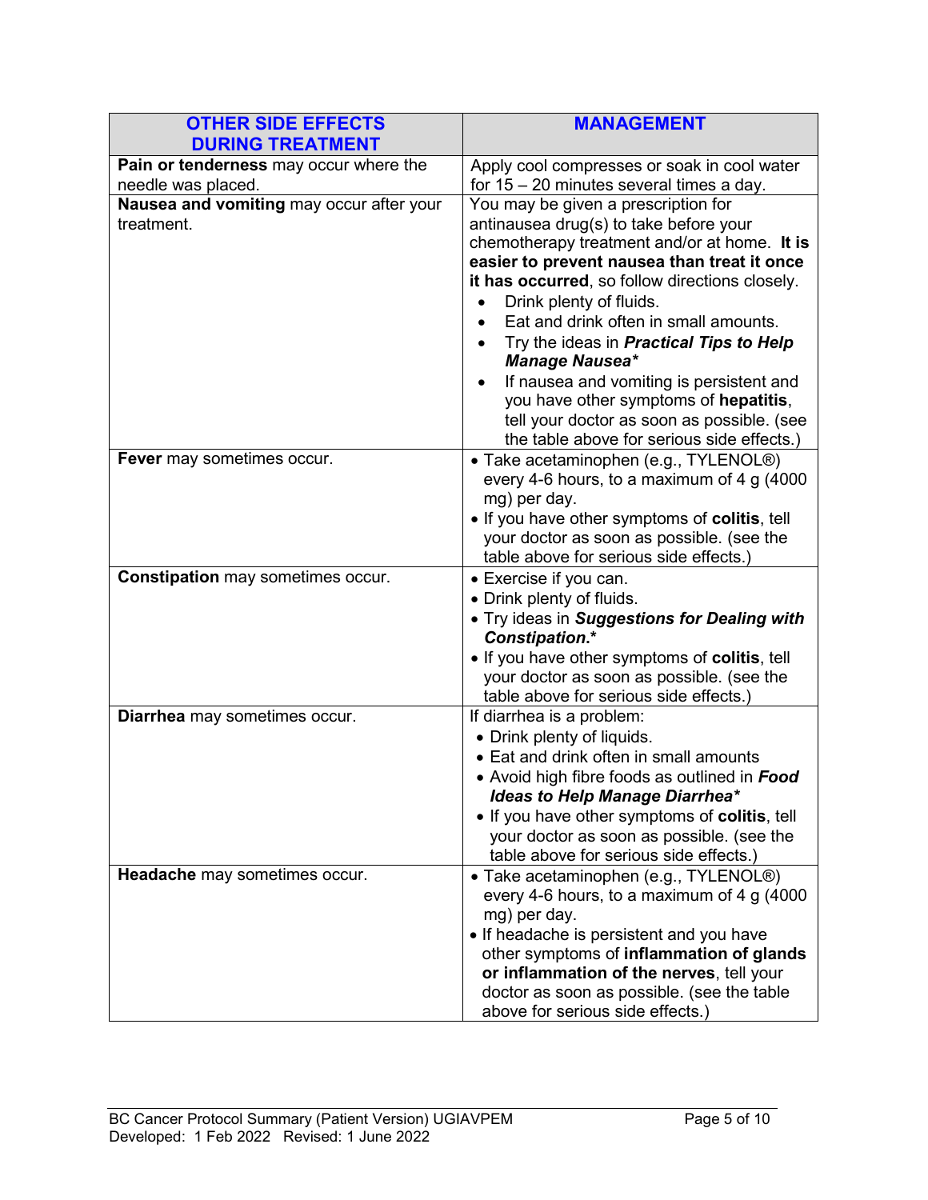| **OTHER SIDE EFFECTS DURING TREATMENT** | **MANAGEMENT** |
|---|---|
| **Pain or tenderness** may occur where the needle was placed. | Apply cool compresses or soak in cool water for 15 – 20 minutes several times a day. |
| **Nausea and vomiting** may occur after your treatment. | You may be given a prescription for antinausea drug(s) to take before your chemotherapy treatment and/or at home. **It is easier to prevent nausea than treat it once it has occurred**, so follow directions closely. <br>• Drink plenty of fluids. <br>• Eat and drink often in small amounts. <br>• Try the ideas in ***Practical Tips to Help Manage Nausea**** <br>• If nausea and vomiting is persistent and you have other symptoms of **hepatitis**, tell your doctor as soon as possible. (see the table above for serious side effects.) |
| **Fever** may sometimes occur. | • Take acetaminophen (e.g., TYLENOL®) every 4-6 hours, to a maximum of 4 g (4000 mg) per day. <br>• If you have other symptoms of **colitis**, tell your doctor as soon as possible. (see the table above for serious side effects.) |
| **Constipation** may sometimes occur. | • Exercise if you can. <br>• Drink plenty of fluids. <br>• Try ideas in ***Suggestions for Dealing with Constipation.**** <br>• If you have other symptoms of **colitis**, tell your doctor as soon as possible. (see the table above for serious side effects.) |
| **Diarrhea** may sometimes occur. | If diarrhea is a problem: <br>• Drink plenty of liquids. <br>• Eat and drink often in small amounts <br>• Avoid high fibre foods as outlined in ***Food Ideas to Help Manage Diarrhea**** <br>• If you have other symptoms of **colitis**, tell your doctor as soon as possible. (see the table above for serious side effects.) |
| **Headache** may sometimes occur. | • Take acetaminophen (e.g., TYLENOL®) every 4-6 hours, to a maximum of 4 g (4000 mg) per day. <br>• If headache is persistent and you have other symptoms of **inflammation of glands or inflammation of the nerves**, tell your doctor as soon as possible. (see the table above for serious side effects.) |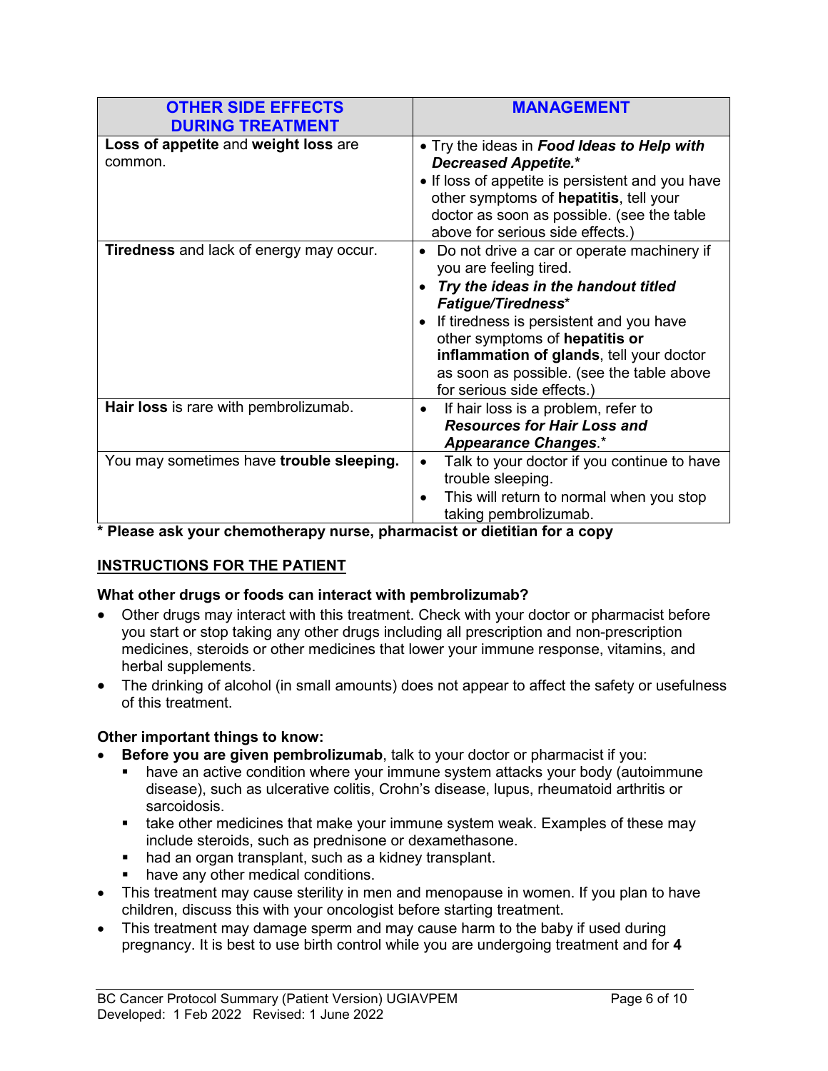| OTHER SIDE EFFECTS DURING TREATMENT | MANAGEMENT |
|---|---|
| **Loss of appetite** and **weight loss** are common. | • Try the ideas in ***Food Ideas to Help with Decreased Appetite.**** <br>• If loss of appetite is persistent and you have other symptoms of **hepatitis**, tell your doctor as soon as possible. (see the table above for serious side effects.) |
| **Tiredness** and lack of energy may occur. | • Do not drive a car or operate machinery if you are feeling tired. <br>• ***Try the ideas in the handout titled Fatigue/Tiredness**** <br>• If tiredness is persistent and you have other symptoms of **hepatitis or inflammation of glands**, tell your doctor as soon as possible. (see the table above for serious side effects.) |
| **Hair loss** is rare with pembrolizumab. | • If hair loss is a problem, refer to ***Resources for Hair Loss and Appearance Changes***.* |
| You may sometimes have **trouble sleeping.** | • Talk to your doctor if you continue to have trouble sleeping. <br>• This will return to normal when you stop taking pembrolizumab. |

**\* Please ask your chemotherapy nurse, pharmacist or dietitian for a copy**

## INSTRUCTIONS FOR THE PATIENT

**What other drugs or foods can interact with pembrolizumab?**

- Other drugs may interact with this treatment. Check with your doctor or pharmacist before you start or stop taking any other drugs including all prescription and non-prescription medicines, steroids or other medicines that lower your immune response, vitamins, and herbal supplements.
- The drinking of alcohol (in small amounts) does not appear to affect the safety or usefulness of this treatment.

**Other important things to know:**

- **Before you are given pembrolizumab**, talk to your doctor or pharmacist if you:
  - have an active condition where your immune system attacks your body (autoimmune disease), such as ulcerative colitis, Crohn's disease, lupus, rheumatoid arthritis or sarcoidosis.
  - take other medicines that make your immune system weak. Examples of these may include steroids, such as prednisone or dexamethasone.
  - had an organ transplant, such as a kidney transplant.
  - have any other medical conditions.
- This treatment may cause sterility in men and menopause in women. If you plan to have children, discuss this with your oncologist before starting treatment.
- This treatment may damage sperm and may cause harm to the baby if used during pregnancy. It is best to use birth control while you are undergoing treatment and for **4**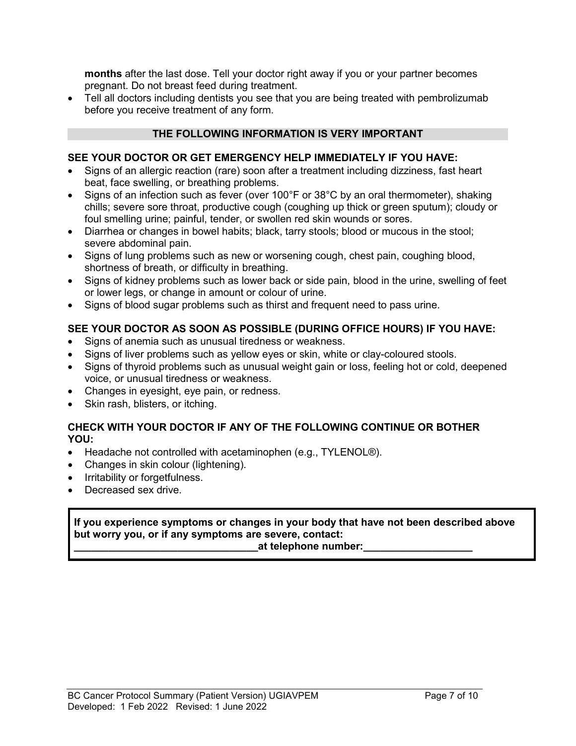**months** after the last dose. Tell your doctor right away if you or your partner becomes pregnant. Do not breast feed during treatment.

- Tell all doctors including dentists you see that you are being treated with pembrolizumab before you receive treatment of any form.

## THE FOLLOWING INFORMATION IS VERY IMPORTANT

### SEE YOUR DOCTOR OR GET EMERGENCY HELP IMMEDIATELY IF YOU HAVE:

- Signs of an allergic reaction (rare) soon after a treatment including dizziness, fast heart beat, face swelling, or breathing problems.
- Signs of an infection such as fever (over 100°F or 38°C by an oral thermometer), shaking chills; severe sore throat, productive cough (coughing up thick or green sputum); cloudy or foul smelling urine; painful, tender, or swollen red skin wounds or sores.
- Diarrhea or changes in bowel habits; black, tarry stools; blood or mucous in the stool; severe abdominal pain.
- Signs of lung problems such as new or worsening cough, chest pain, coughing blood, shortness of breath, or difficulty in breathing.
- Signs of kidney problems such as lower back or side pain, blood in the urine, swelling of feet or lower legs, or change in amount or colour of urine.
- Signs of blood sugar problems such as thirst and frequent need to pass urine.

### SEE YOUR DOCTOR AS SOON AS POSSIBLE (DURING OFFICE HOURS) IF YOU HAVE:

- Signs of anemia such as unusual tiredness or weakness.
- Signs of liver problems such as yellow eyes or skin, white or clay-coloured stools.
- Signs of thyroid problems such as unusual weight gain or loss, feeling hot or cold, deepened voice, or unusual tiredness or weakness.
- Changes in eyesight, eye pain, or redness.
- Skin rash, blisters, or itching.

### CHECK WITH YOUR DOCTOR IF ANY OF THE FOLLOWING CONTINUE OR BOTHER YOU:

- Headache not controlled with acetaminophen (e.g., TYLENOL®).
- Changes in skin colour (lightening).
- Irritability or forgetfulness.
- Decreased sex drive.

**If you experience symptoms or changes in your body that have not been described above but worry you, or if any symptoms are severe, contact:**
**________________________________at telephone number:___________________**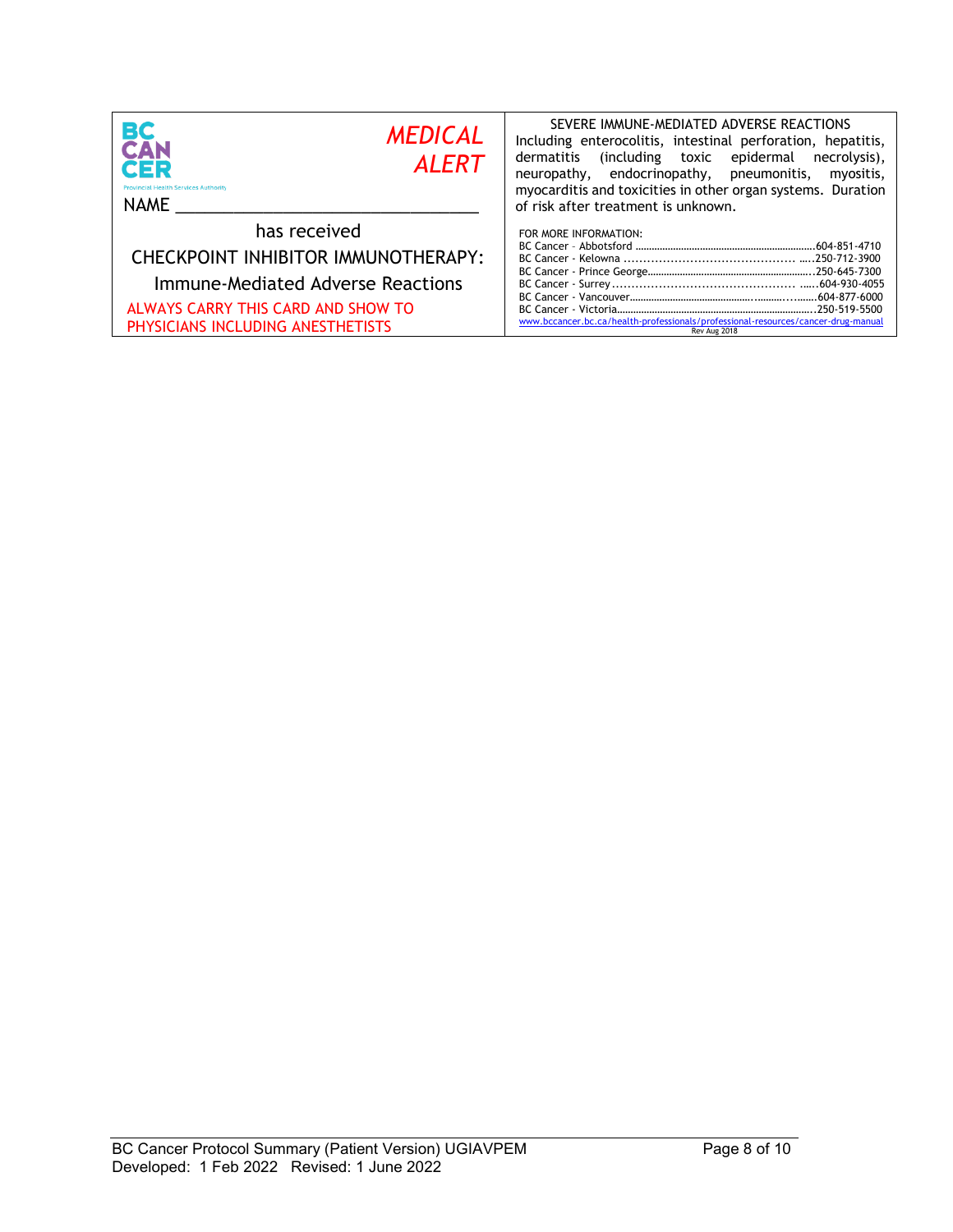BC CANCER
Provincial Health Services Authority

*MEDICAL ALERT*

NAME ________________________________

has received

CHECKPOINT INHIBITOR IMMUNOTHERAPY:

Immune-Mediated Adverse Reactions

ALWAYS CARRY THIS CARD AND SHOW TO PHYSICIANS INCLUDING ANESTHETISTS

SEVERE IMMUNE-MEDIATED ADVERSE REACTIONS

Including enterocolitis, intestinal perforation, hepatitis, dermatitis (including toxic epidermal necrolysis), neuropathy, endocrinopathy, pneumonitis, myositis, myocarditis and toxicities in other organ systems. Duration of risk after treatment is unknown.

FOR MORE INFORMATION:

| | |
|---|---|
| BC Cancer – Abbotsford | 604-851-4710 |
| BC Cancer - Kelowna | 250-712-3900 |
| BC Cancer - Prince George | 250-645-7300 |
| BC Cancer - Surrey | 604-930-4055 |
| BC Cancer - Vancouver | 604-877-6000 |
| BC Cancer - Victoria | 250-519-5500 |

www.bccancer.bc.ca/health-professionals/professional-resources/cancer-drug-manual

Rev Aug 2018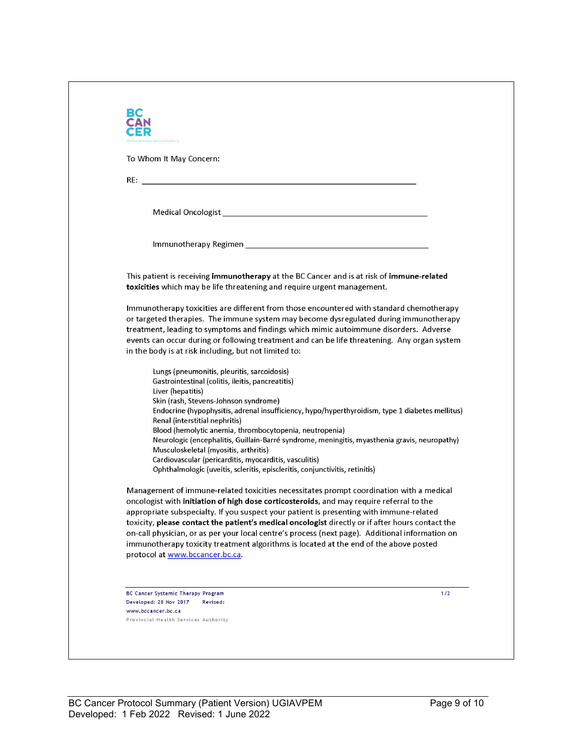To Whom It May Concern:

RE: ______________________________________________

Medical Oncologist ______________________________________

Immunotherapy Regimen ___________________________________

This patient is receiving **immunotherapy** at the BC Cancer and is at risk of **immune-related toxicities** which may be life threatening and require urgent management.

Immunotherapy toxicities are different from those encountered with standard chemotherapy or targeted therapies. The immune system may become dysregulated during immunotherapy treatment, leading to symptoms and findings which mimic autoimmune disorders. Adverse events can occur during or following treatment and can be life threatening. Any organ system in the body is at risk including, but not limited to:

- Lungs (pneumonitis, pleuritis, sarcoidosis)
- Gastrointestinal (colitis, ileitis, pancreatitis)
- Liver (hepatitis)
- Skin (rash, Stevens-Johnson syndrome)
- Endocrine (hypophysitis, adrenal insufficiency, hypo/hyperthyroidism, type 1 diabetes mellitus)
- Renal (interstitial nephritis)
- Blood (hemolytic anemia, thrombocytopenia, neutropenia)
- Neurologic (encephalitis, Guillain-Barré syndrome, meningitis, myasthenia gravis, neuropathy)
- Musculoskeletal (myositis, arthritis)
- Cardiovascular (pericarditis, myocarditis, vasculitis)
- Ophthalmologic (uveitis, scleritis, episcleritis, conjunctivitis, retinitis)

Management of immune-related toxicities necessitates prompt coordination with a medical oncologist with **initiation of high dose corticosteroids**, and may require referral to the appropriate subspecialty. If you suspect your patient is presenting with immune-related toxicity, **please contact the patient's medical oncologist** directly or if after hours contact the on-call physician, or as per your local centre's process (next page). Additional information on immunotherapy toxicity treatment algorithms is located at the end of the above posted protocol at www.bccancer.bc.ca.

BC Cancer Systemic Therapy Program
Developed: 28 Nov 2017 Revised:
www.bccancer.bc.ca
Provincial Health Services Authority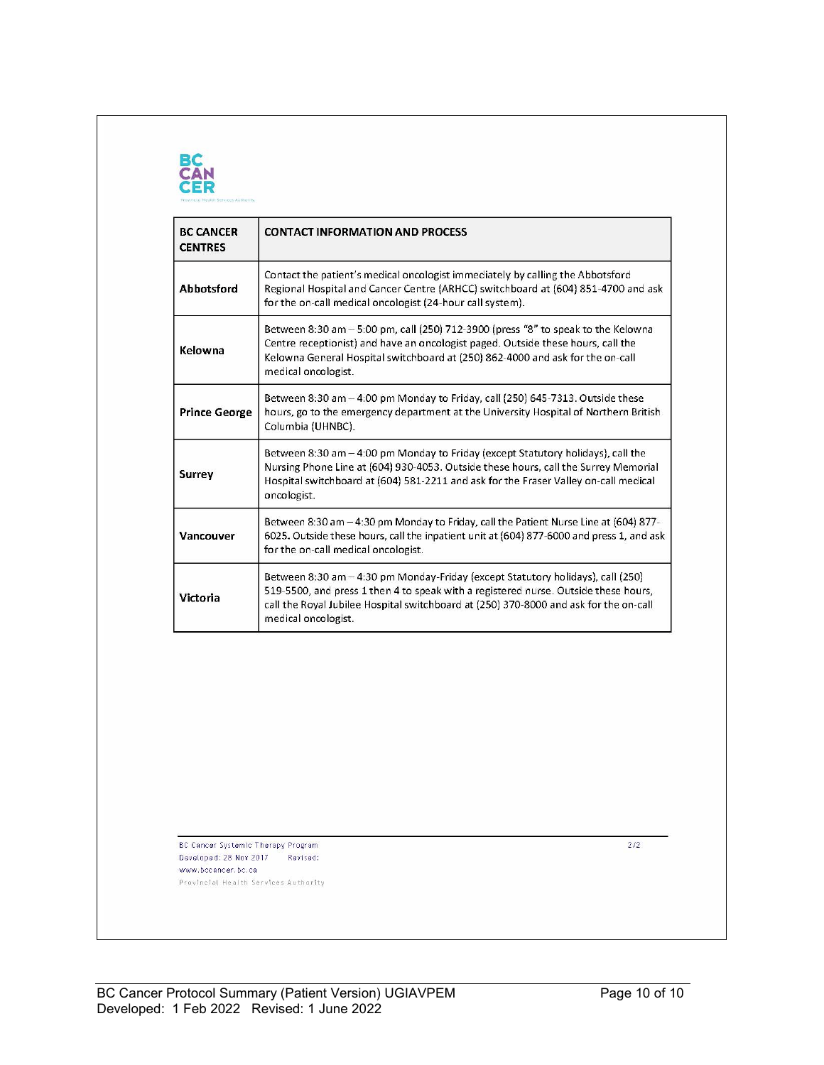| BC CANCER CENTRES | CONTACT INFORMATION AND PROCESS |
|---|---|
| Abbotsford | Contact the patient's medical oncologist immediately by calling the Abbotsford Regional Hospital and Cancer Centre (ARHCC) switchboard at (604) 851-4700 and ask for the on-call medical oncologist (24-hour call system). |
| Kelowna | Between 8:30 am – 5:00 pm, call (250) 712-3900 (press "8" to speak to the Kelowna Centre receptionist) and have an oncologist paged. Outside these hours, call the Kelowna General Hospital switchboard at (250) 862-4000 and ask for the on-call medical oncologist. |
| Prince George | Between 8:30 am – 4:00 pm Monday to Friday, call (250) 645-7313. Outside these hours, go to the emergency department at the University Hospital of Northern British Columbia (UHNBC). |
| Surrey | Between 8:30 am – 4:00 pm Monday to Friday (except Statutory holidays), call the Nursing Phone Line at (604) 930-4053. Outside these hours, call the Surrey Memorial Hospital switchboard at (604) 581-2211 and ask for the Fraser Valley on-call medical oncologist. |
| Vancouver | Between 8:30 am – 4:30 pm Monday to Friday, call the Patient Nurse Line at (604) 877-6025. Outside these hours, call the inpatient unit at (604) 877-6000 and press 1, and ask for the on-call medical oncologist. |
| Victoria | Between 8:30 am – 4:30 pm Monday-Friday (except Statutory holidays), call (250) 519-5500, and press 1 then 4 to speak with a registered nurse. Outside these hours, call the Royal Jubilee Hospital switchboard at (250) 370-8000 and ask for the on-call medical oncologist. |

BC Cancer Systemic Therapy Program
Developed: 28 Nov 2017 Revised:
www.bccancer.bc.ca
Provincial Health Services Authority